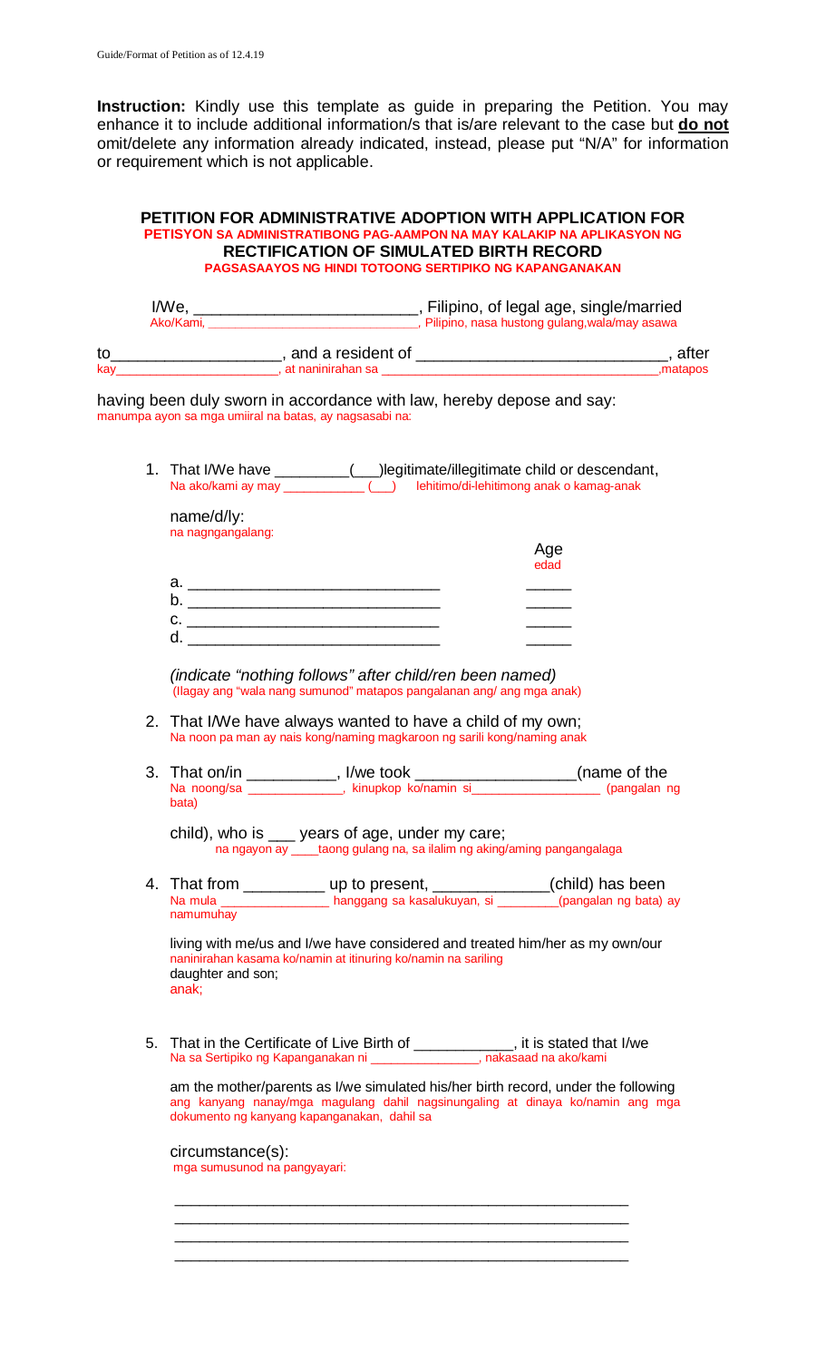Guide/Format of Petition as of 12.4.19

**Instruction:** Kindly use this template as guide in preparing the Petition. You may enhance it to include additional information/s that is/are relevant to the case but **do not** omit/delete any information already indicated, instead, please put "N/A" for information or requirement which is not applicable.

## PETITION FOR ADMINISTRATIVE ADOPTION WITH APPLICATION FOR RECTIFICATION OF SIMULATED BIRTH RECORD
### PETISYON SA ADMINISTRATIBONG PAG-AAMPON NA MAY KALAKIP NA APLIKASYON NG PAGSASAAYOS NG HINDI TOTOONG SERTIPIKO NG KAPANGANAKAN

I/We, ________________________, Filipino, of legal age, single/married
Ako/Kami, ____________________________, Pilipino, nasa hustong gulang,wala/may asawa

to__________________, and a resident of ___________________________, after
kay______________________, at naninirahan sa ____________________________________,matapos

having been duly sworn in accordance with law, hereby depose and say:
manumpa ayon sa mga umiiral na batas, ay nagsasabi na:

1. That I/We have ________(___)legitimate/illegitimate child or descendant,
   Na ako/kami ay may ___________ (___) lehitimo/di-lehitimong anak o kamag-anak

   name/d/ly:
   na nagngangalang:

   | | Age<br>edad |
   |---|---|
   | a. ____________________________ | _____ |
   | b. ____________________________ | _____ |
   | c. ____________________________ | _____ |
   | d. ____________________________ | _____ |

   *(indicate "nothing follows" after child/ren been named)*
   (Ilagay ang "wala nang sumunod" matapos pangalanan ang/ ang mga anak)

2. That I/We have always wanted to have a child of my own;
   Na noon pa man ay nais kong/naming magkaroon ng sarili kong/naming anak

3. That on/in __________, I/we took _________________(name of the child), who is ___ years of age, under my care;
   Na noong/sa _____________, kinupkop ko/namin si_________________ (pangalan ng bata) na ngayon ay ____taong gulang na, sa ilalim ng aking/aming pangangalaga

4. That from _________ up to present, _____________(child) has been living with me/us and I/we have considered and treated him/her as my own/our daughter and son;
   Na mula _______________ hanggang sa kasalukuyan, si ________(pangalan ng bata) ay namumuhay naninirahan kasama ko/namin at itinuring ko/namin na sariling anak;

5. That in the Certificate of Live Birth of ____________, it is stated that I/we am the mother/parents as I/we simulated his/her birth record, under the following circumstance(s):
   Na sa Sertipiko ng Kapanganakan ni _______________, nakasaad na ako/kami ang kanyang nanay/mga magulang dahil nagsinungaling at dinaya ko/namin ang mga dokumento ng kanyang kapanganakan, dahil sa mga sumusunod na pangyayari:

   ______________________________________________________
   ______________________________________________________
   ______________________________________________________
   ______________________________________________________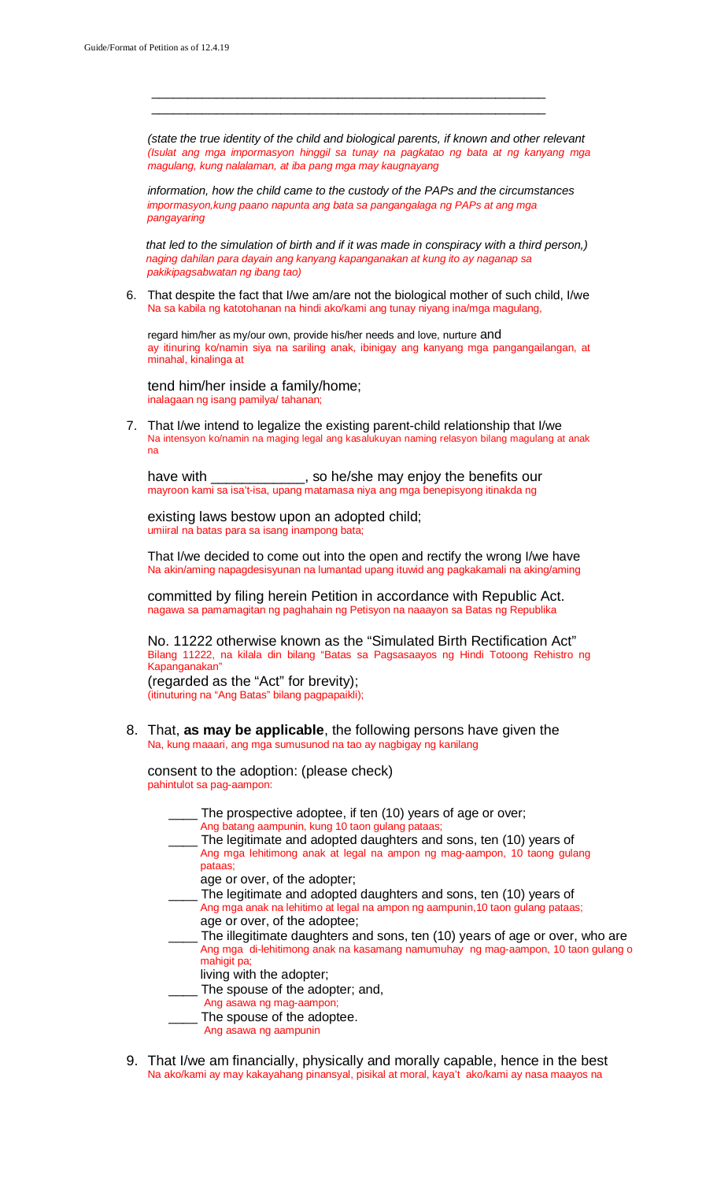______________________________________________________________

______________________________________________________________

*(state the true identity of the child and biological parents, if known and other relevant*
*(Isulat ang mga impormasyon hinggil sa tunay na pagkatao ng bata at ng kanyang mga magulang, kung nalalaman, at iba pang mga may kaugnayang*

*information, how the child came to the custody of the PAPs and the circumstances*
*impormasyon,kung paano napunta ang bata sa pangangalaga ng PAPs at ang mga pangayaring*

*that led to the simulation of birth and if it was made in conspiracy with a third person,)*
*naging dahilan para dayain ang kanyang kapanganakan at kung ito ay naganap sa pakikipagsabwatan ng ibang tao)*

6. That despite the fact that I/we am/are not the biological mother of such child, I/we
   Na sa kabila ng katotohanan na hindi ako/kami ang tunay niyang ina/mga magulang,

   regard him/her as my/our own, provide his/her needs and love, nurture and
   ay itinuring ko/namin siya na sariling anak, ibinigay ang kanyang mga pangangailangan, at minahal, kinalinga at

   tend him/her inside a family/home;
   inalagaan ng isang pamilya/ tahanan;

7. That I/we intend to legalize the existing parent-child relationship that I/we
   Na intensyon ko/namin na maging legal ang kasalukuyan naming relasyon bilang magulang at anak na

   have with ____________, so he/she may enjoy the benefits our
   mayroon kami sa isa't-isa, upang matamasa niya ang mga benepisyong itinakda ng

   existing laws bestow upon an adopted child;
   umiiral na batas para sa isang inampong bata;

   That I/we decided to come out into the open and rectify the wrong I/we have
   Na akin/aming napagdesisyunan na lumantad upang ituwid ang pagkakamali na aking/aming

   committed by filing herein Petition in accordance with Republic Act.
   nagawa sa pamamagitan ng paghahain ng Petisyon na naaayon sa Batas ng Republika

   No. 11222 otherwise known as the "Simulated Birth Rectification Act"
   Bilang 11222, na kilala din bilang "Batas sa Pagsasaayos ng Hindi Totoong Rehistro ng Kapanganakan"
   (regarded as the "Act" for brevity);
   (itinuturing na "Ang Batas" bilang pagpapaikli);

8. That, **as may be applicable**, the following persons have given the
   Na, kung maaari, ang mga sumusunod na tao ay nagbigay ng kanilang

   consent to the adoption: (please check)
   pahintulot sa pag-aampon:

   ____ The prospective adoptee, if ten (10) years of age or over;
   Ang batang aampunin, kung 10 taon gulang pataas;

   ____ The legitimate and adopted daughters and sons, ten (10) years of age or over, of the adopter;
   Ang mga lehitimong anak at legal na ampon ng mag-aampon, 10 taong gulang pataas;

   ____ The legitimate and adopted daughters and sons, ten (10) years of age or over, of the adoptee;
   Ang mga anak na lehitimo at legal na ampon ng aampunin,10 taon gulang pataas;

   ____ The illegitimate daughters and sons, ten (10) years of age or over, who are living with the adopter;
   Ang mga di-lehitimong anak na kasamang namumuhay ng mag-aampon, 10 taon gulang o mahigit pa;

   ____ The spouse of the adopter; and,
   Ang asawa ng mag-aampon;

   ____ The spouse of the adoptee.
   Ang asawa ng aampunin

9. That I/we am financially, physically and morally capable, hence in the best
   Na ako/kami ay may kakayahang pinansyal, pisikal at moral, kaya't ako/kami ay nasa maayos na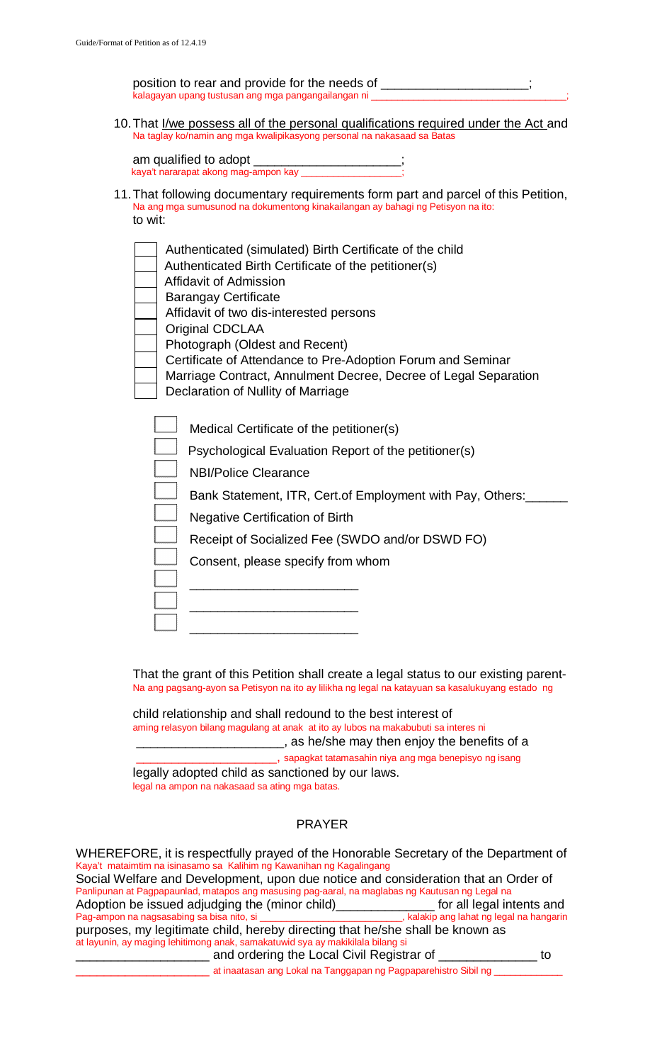position to rear and provide for the needs of ____________________;
kalagayan upang tustusan ang mga pangangailangan ni ____________________;

10. That I/we possess all of the personal qualifications required under the Act and
Na taglay ko/namin ang mga kwalipikasyong personal na nakasaad sa Batas

am qualified to adopt ____________________;
kaya't nararapat akong mag-ampon kay __________________;

11. That following documentary requirements form part and parcel of this Petition,
Na ang mga sumusunod na dokumentong kinakailangan ay bahagi ng Petisyon na ito:
to wit:

- [ ] Authenticated (simulated) Birth Certificate of the child
- [ ] Authenticated Birth Certificate of the petitioner(s)
- [ ] Affidavit of Admission
- [ ] Barangay Certificate
- [ ] Affidavit of two dis-interested persons
- [ ] Original CDCLAA
- [ ] Photograph (Oldest and Recent)
- [ ] Certificate of Attendance to Pre-Adoption Forum and Seminar
- [ ] Marriage Contract, Annulment Decree, Decree of Legal Separation
- [ ] Declaration of Nullity of Marriage

- [ ] Medical Certificate of the petitioner(s)
- [ ] Psychological Evaluation Report of the petitioner(s)
- [ ] NBI/Police Clearance
- [ ] Bank Statement, ITR, Cert.of Employment with Pay, Others:______
- [ ] Negative Certification of Birth
- [ ] Receipt of Socialized Fee (SWDO and/or DSWD FO)
- [ ] Consent, please specify from whom
- [ ] ______________________
- [ ] ______________________
- [ ] ______________________

That the grant of this Petition shall create a legal status to our existing parent-
Na ang pagsang-ayon sa Petisyon na ito ay lilikha ng legal na katayuan sa kasalukuyang estado ng

child relationship and shall redound to the best interest of
aming relasyon bilang magulang at anak at ito ay lubos na makabubuti sa interes ni
____________________, as he/she may then enjoy the benefits of a
____________________, sapagkat tatamasahin niya ang mga benepisyo ng isang
legally adopted child as sanctioned by our laws.
legal na ampon na nakasaad sa ating mga batas.

## PRAYER

WHEREFORE, it is respectfully prayed of the Honorable Secretary of the Department of
Kaya't mataimtim na isinasamo sa Kalihim ng Kawanihan ng Kagalingang
Social Welfare and Development, upon due notice and consideration that an Order of
Panlipunan at Pagpapaunlad, matapos ang masusing pag-aaral, na maglabas ng Kautusan ng Legal na
Adoption be issued adjudging the (minor child)______________ for all legal intents and
Pag-ampon na nagsasabing sa bisa nito, si ________________________, kalakip ang lahat ng legal na hangarin
purposes, my legitimate child, hereby directing that he/she shall be known as
at layunin, ay maging lehitimong anak, samakatuwid sya ay makikilala bilang si
__________________ and ordering the Local Civil Registrar of ______________ to
______________________ at inaatasan ang Lokal na Tanggapan ng Pagpaparehistro Sibil ng ____________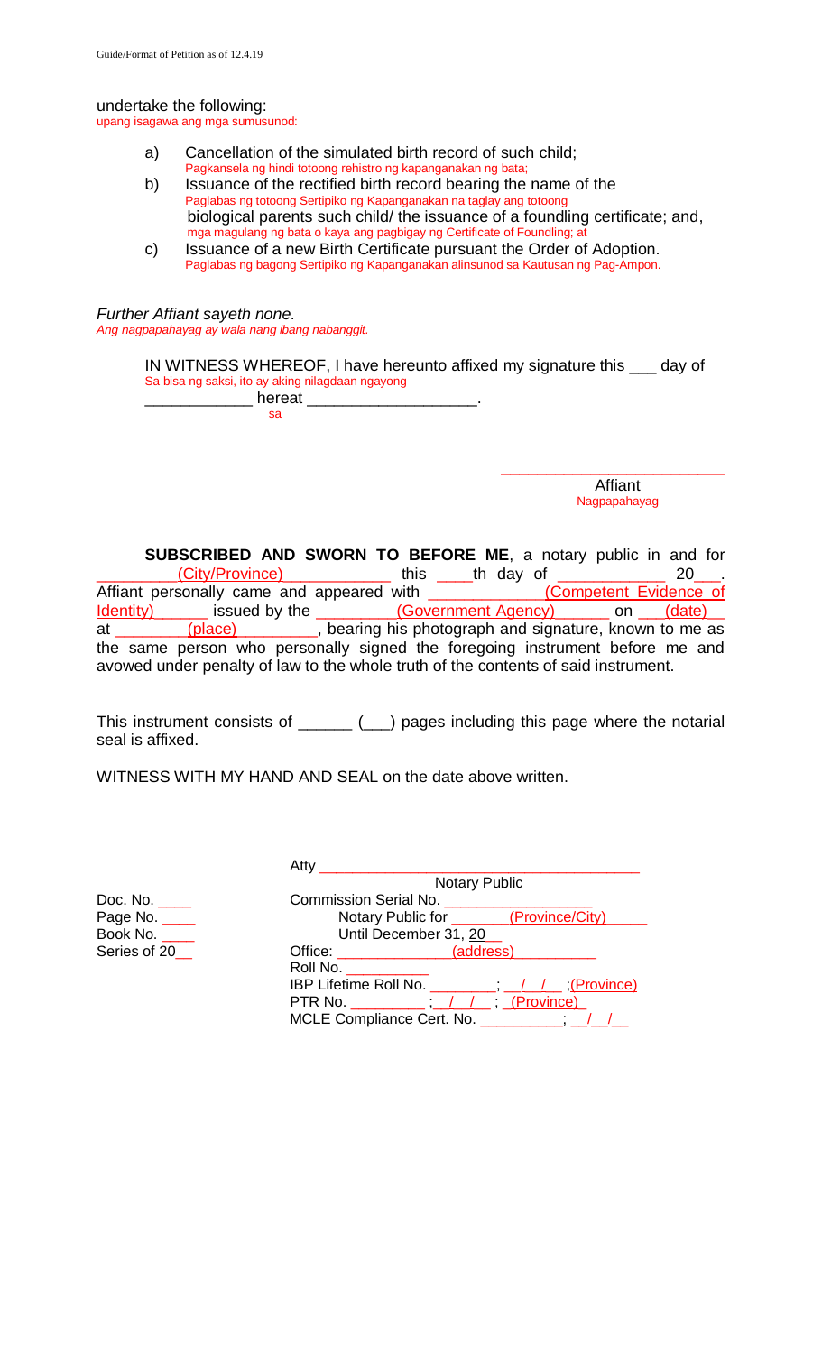undertake the following:
upang isagawa ang mga sumusunod:

a) Cancellation of the simulated birth record of such child;
Pagkansela ng hindi totoong rehistro ng kapanganakan ng bata;

b) Issuance of the rectified birth record bearing the name of the
Paglabas ng totoong Sertipiko ng Kapanganakan na taglay ang totoong
biological parents such child/ the issuance of a foundling certificate; and,
mga magulang ng bata o kaya ang pagbigay ng Certificate of Foundling; at

c) Issuance of a new Birth Certificate pursuant the Order of Adoption.
Paglabas ng bagong Sertipiko ng Kapanganakan alinsunod sa Kautusan ng Pag-Ampon.

*Further Affiant sayeth none.*
*Ang nagpapahayag ay wala nang ibang nabanggit.*

IN WITNESS WHEREOF, I have hereunto affixed my signature this ___ day of
Sa bisa ng saksi, ito ay aking nilagdaan ngayong
____________ hereat ___________________.
sa

_________________________
Affiant
Nagpapahayag

**SUBSCRIBED AND SWORN TO BEFORE ME**, a notary public in and for ________(City/Province)___________ this ____th day of ____________ 20___. Affiant personally came and appeared with _____________(Competent Evidence of Identity)______ issued by the ________(Government Agency)______ on ___(date)__ at ________(place)_________, bearing his photograph and signature, known to me as the same person who personally signed the foregoing instrument before me and avowed under penalty of law to the whole truth of the contents of said instrument.

This instrument consists of ______ (___) pages including this page where the notarial seal is affixed.

WITNESS WITH MY HAND AND SEAL on the date above written.

Atty _____________________________________
Notary Public
Commission Serial No. _________________
Notary Public for _______(Province/City)_____
Until December 31, 20__
Office: ______________(address)__________
Roll No. __________
IBP Lifetime Roll No. ________; __/__/__ ;(Province)
PTR No. _________ ;__/__/__ ; (Province)
MCLE Compliance Cert. No. __________; __/__/__

Doc. No. ____
Page No. ____
Book No. ____
Series of 20__